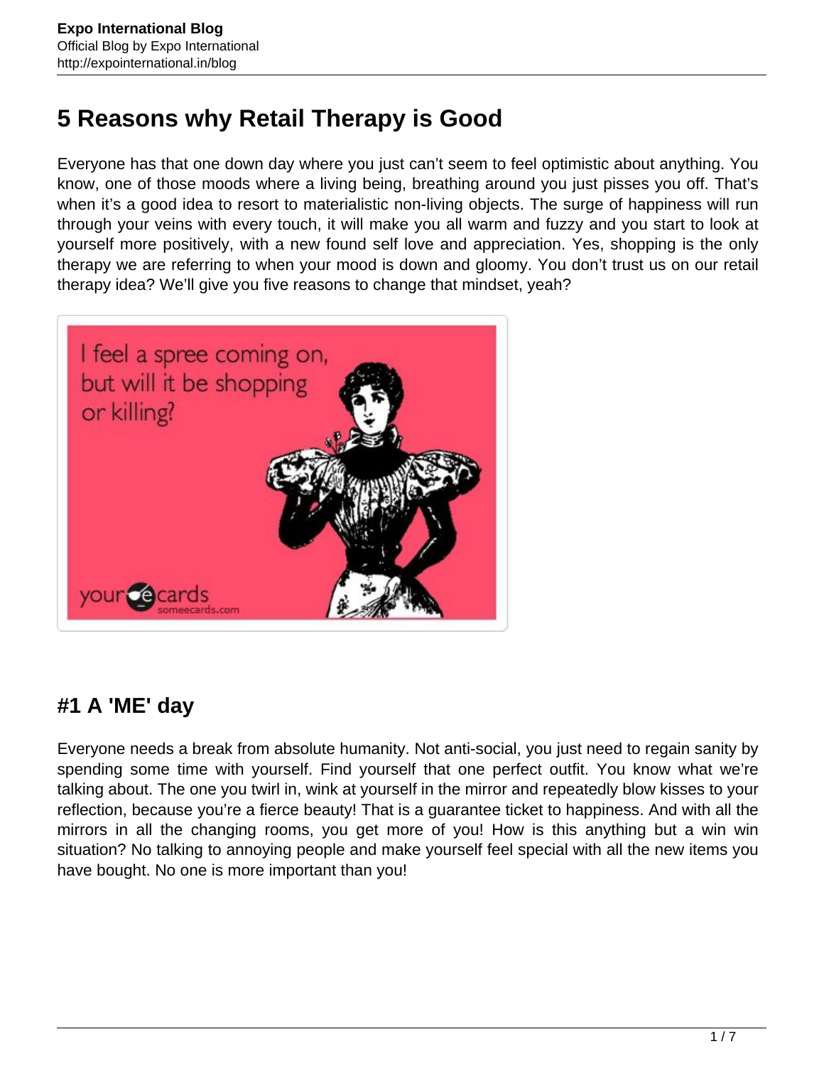# 5 Reasons why Retail Therapy is Good

Everyone has that one down day where you just can't seem to feel optimistic about anything. You know, one of those moods where a living being, breathing around you just pisses you off. That's when it's a good idea to resort to materialistic non-living objects. The surge of happiness will run through your veins with every touch, it will make you all warm and fuzzy and you start to look at yourself more positively, with a new found self love and appreciation. Yes, shopping is the only therapy we are referring to when your mood is down and gloomy. You don't trust us on our retail therapy idea? We'll give you five reasons to change that mindset, yeah?

## #1 A 'ME' day

Everyone needs a break from absolute humanity. Not anti-social, you just need to regain sanity by spending some time with yourself. Find yourself that one perfect outfit. You know what we're talking about. The one you twirl in, wink at yourself in the mirror and repeatedly blow kisses to your reflection, because you're a fierce beauty! That is a guarantee ticket to happiness. And with all the mirrors in all the changing rooms, you get more of you! How is this anything but a win win situation? No talking to annoying people and make yourself feel special with all the new items you have bought. No one is more important than you!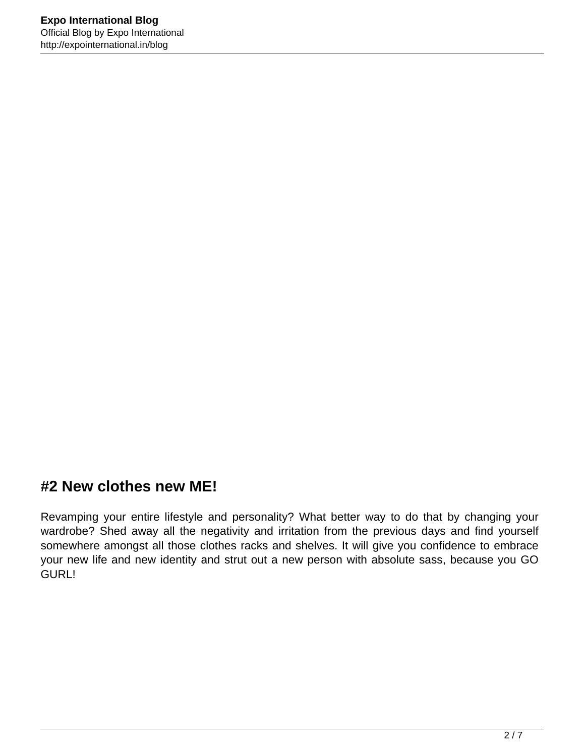## #2 New clothes new ME!

Revamping your entire lifestyle and personality? What better way to do that by changing your wardrobe? Shed away all the negativity and irritation from the previous days and find yourself somewhere amongst all those clothes racks and shelves. It will give you confidence to embrace your new life and new identity and strut out a new person with absolute sass, because you GO GURL!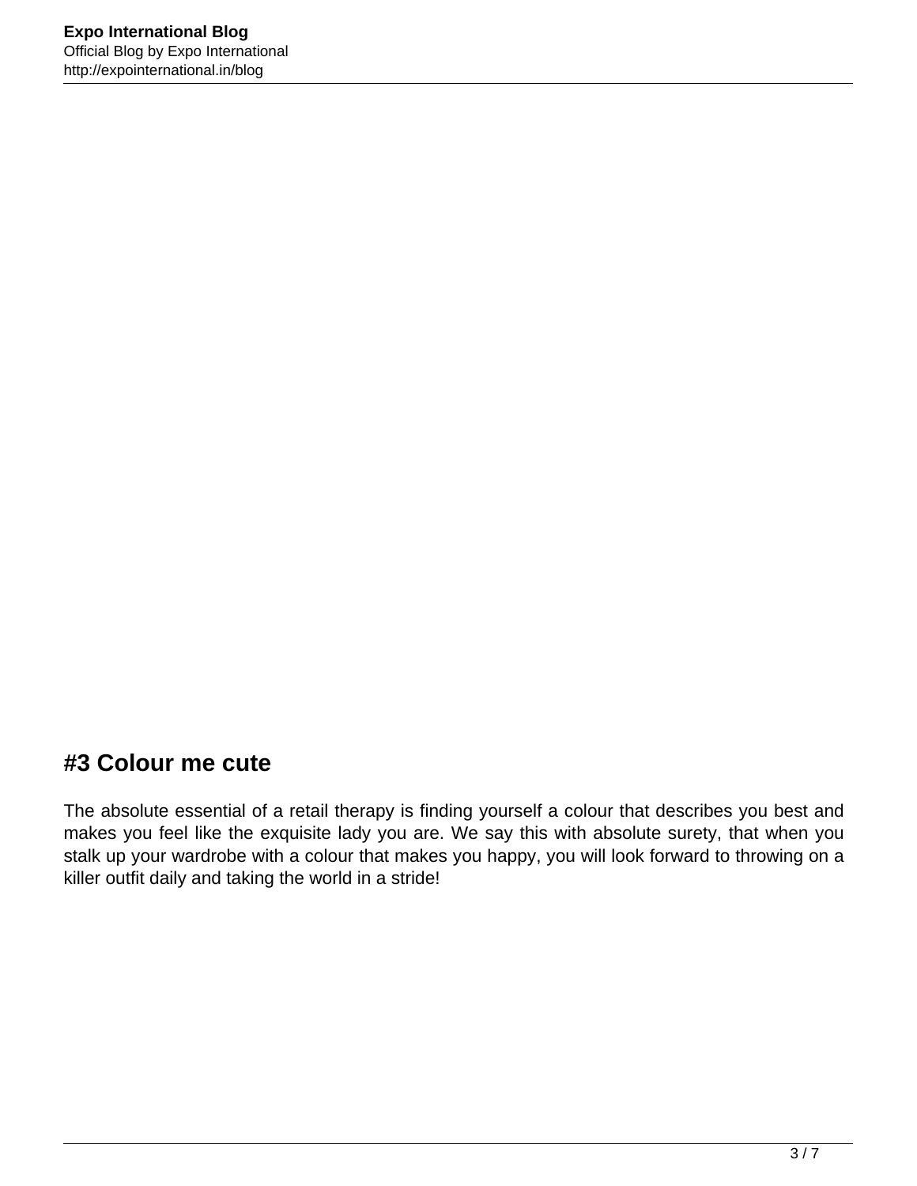## #3 Colour me cute

The absolute essential of a retail therapy is finding yourself a colour that describes you best and makes you feel like the exquisite lady you are. We say this with absolute surety, that when you stalk up your wardrobe with a colour that makes you happy, you will look forward to throwing on a killer outfit daily and taking the world in a stride!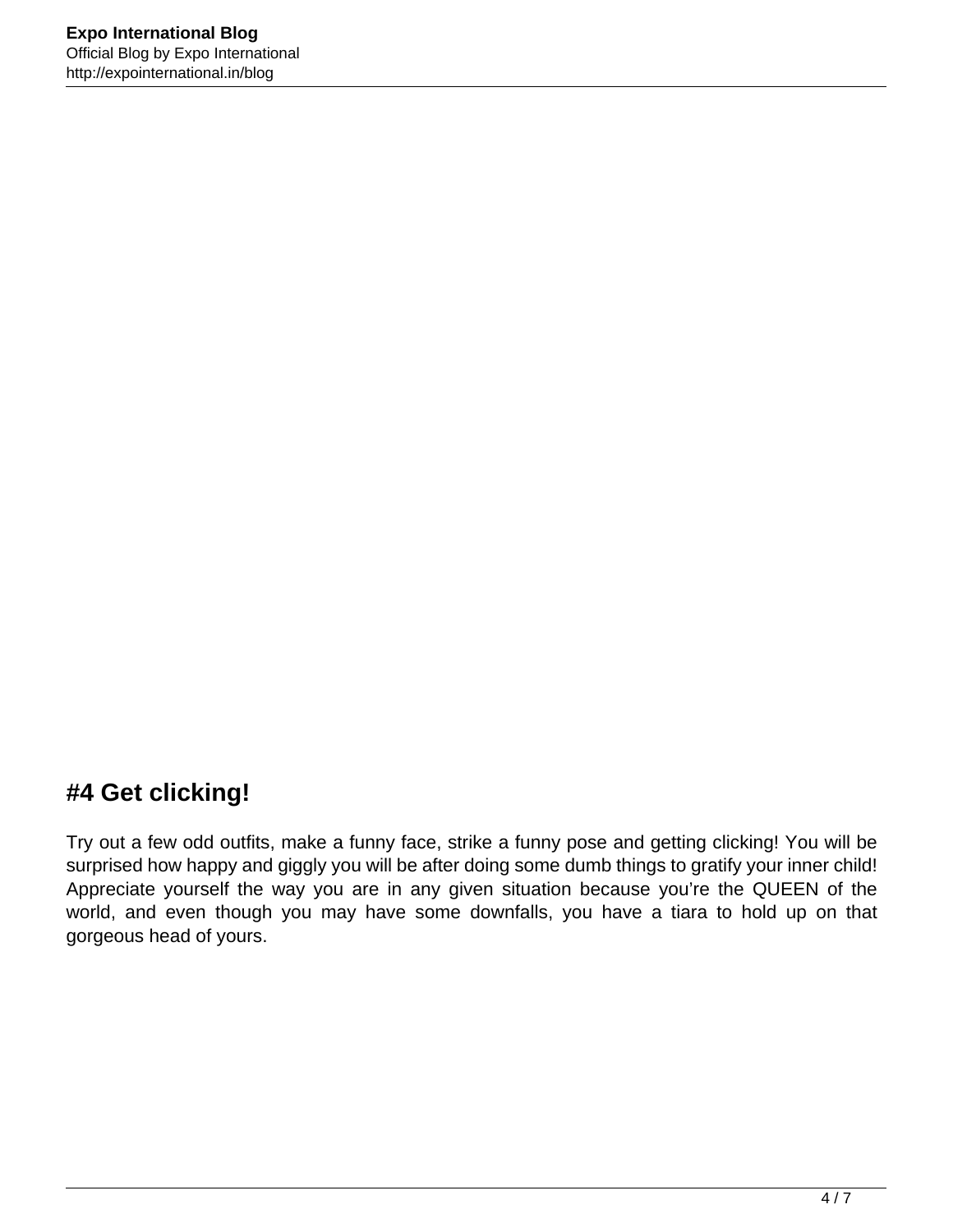## #4 Get clicking!

Try out a few odd outfits, make a funny face, strike a funny pose and getting clicking! You will be surprised how happy and giggly you will be after doing some dumb things to gratify your inner child! Appreciate yourself the way you are in any given situation because you're the QUEEN of the world, and even though you may have some downfalls, you have a tiara to hold up on that gorgeous head of yours.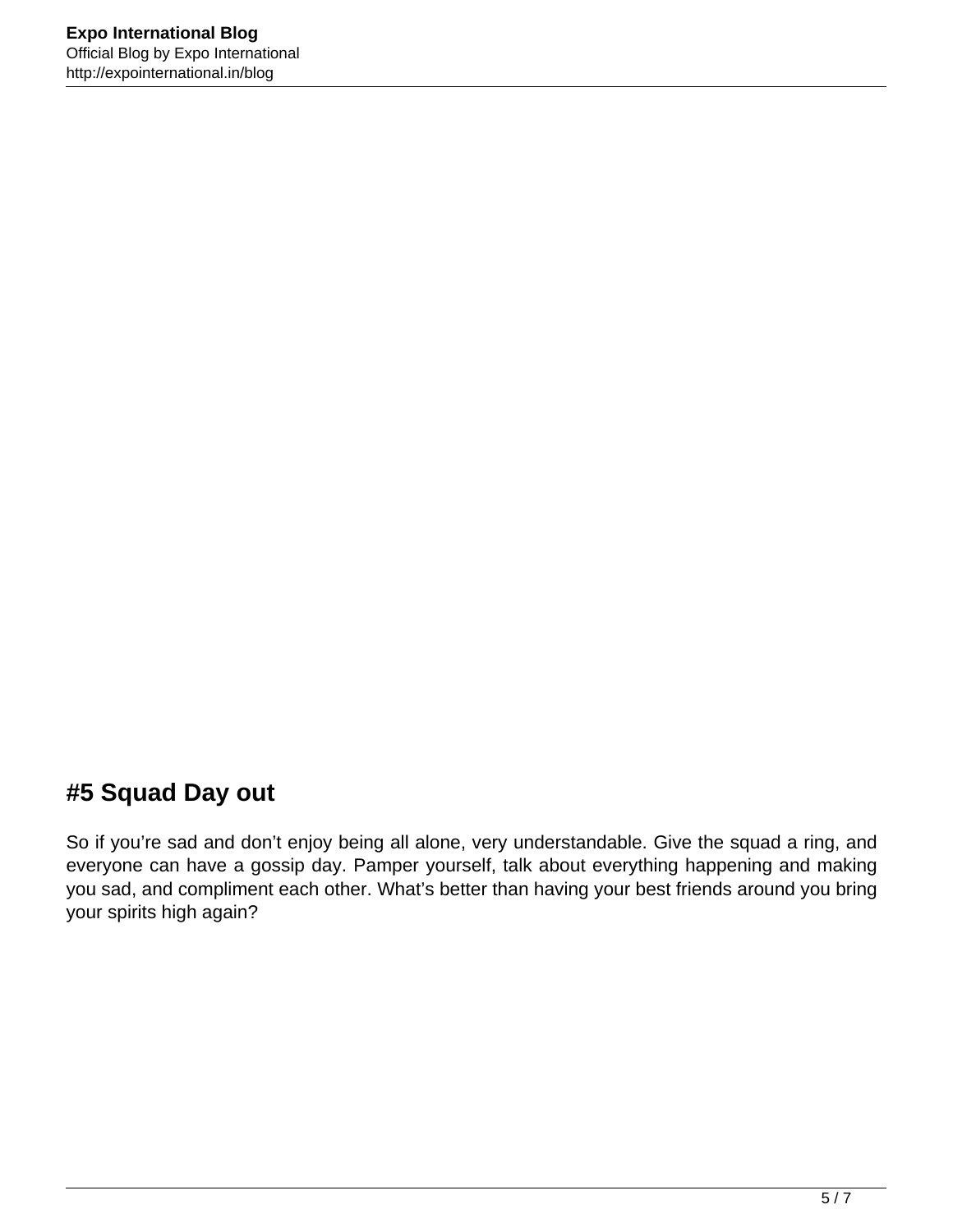## #5 Squad Day out

So if you're sad and don't enjoy being all alone, very understandable. Give the squad a ring, and everyone can have a gossip day. Pamper yourself, talk about everything happening and making you sad, and compliment each other. What's better than having your best friends around you bring your spirits high again?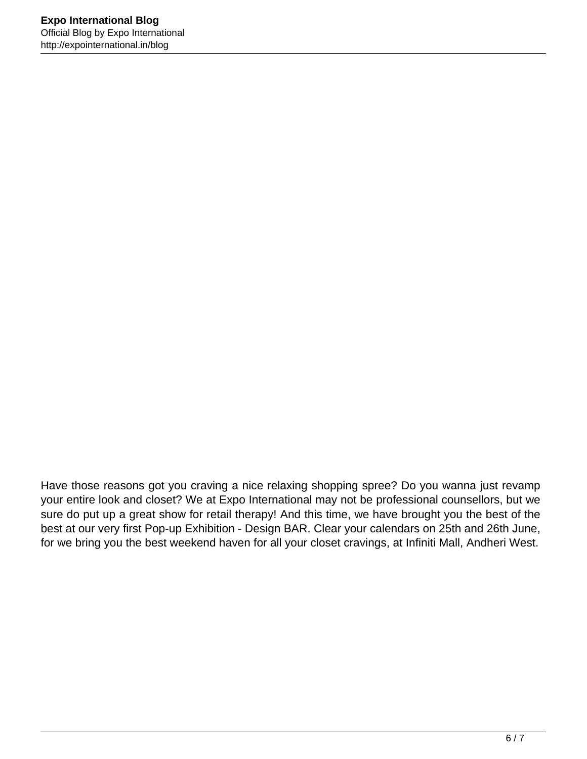Have those reasons got you craving a nice relaxing shopping spree? Do you wanna just revamp your entire look and closet? We at Expo International may not be professional counsellors, but we sure do put up a great show for retail therapy! And this time, we have brought you the best of the best at our very first Pop-up Exhibition - Design BAR. Clear your calendars on 25th and 26th June, for we bring you the best weekend haven for all your closet cravings, at Infiniti Mall, Andheri West.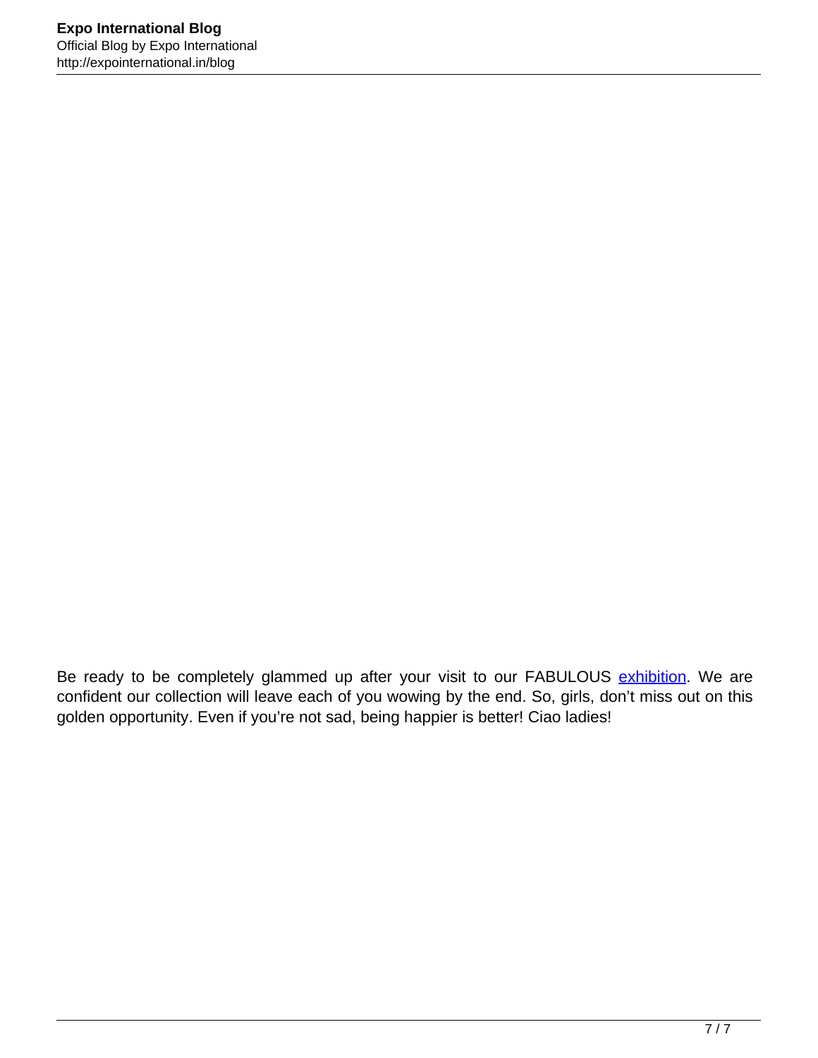Be ready to be completely glammed up after your visit to our FABULOUS exhibition. We are confident our collection will leave each of you wowing by the end. So, girls, don't miss out on this golden opportunity. Even if you're not sad, being happier is better! Ciao ladies!